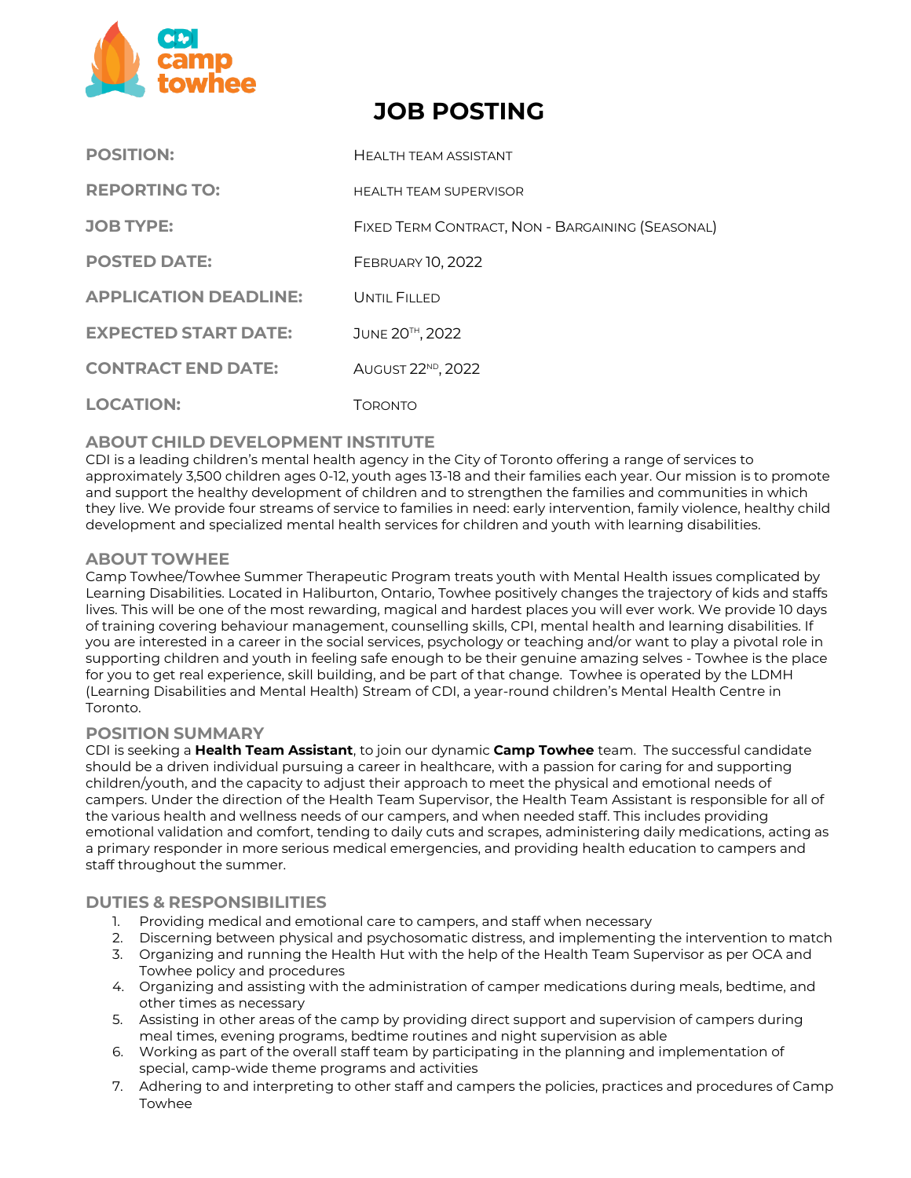CDI camp towhee

# JOB POSTING

| | |
|---|---|
| **POSITION:** | HEALTH TEAM ASSISTANT |
| **REPORTING TO:** | HEALTH TEAM SUPERVISOR |
| **JOB TYPE:** | FIXED TERM CONTRACT, NON - BARGAINING (SEASONAL) |
| **POSTED DATE:** | FEBRUARY 10, 2022 |
| **APPLICATION DEADLINE:** | UNTIL FILLED |
| **EXPECTED START DATE:** | JUNE 20TH, 2022 |
| **CONTRACT END DATE:** | AUGUST 22ND, 2022 |
| **LOCATION:** | TORONTO |

## ABOUT CHILD DEVELOPMENT INSTITUTE

CDI is a leading children's mental health agency in the City of Toronto offering a range of services to approximately 3,500 children ages 0-12, youth ages 13-18 and their families each year. Our mission is to promote and support the healthy development of children and to strengthen the families and communities in which they live. We provide four streams of service to families in need: early intervention, family violence, healthy child development and specialized mental health services for children and youth with learning disabilities.

## ABOUT TOWHEE

Camp Towhee/Towhee Summer Therapeutic Program treats youth with Mental Health issues complicated by Learning Disabilities. Located in Haliburton, Ontario, Towhee positively changes the trajectory of kids and staffs lives. This will be one of the most rewarding, magical and hardest places you will ever work. We provide 10 days of training covering behaviour management, counselling skills, CPI, mental health and learning disabilities. If you are interested in a career in the social services, psychology or teaching and/or want to play a pivotal role in supporting children and youth in feeling safe enough to be their genuine amazing selves - Towhee is the place for you to get real experience, skill building, and be part of that change. Towhee is operated by the LDMH (Learning Disabilities and Mental Health) Stream of CDI, a year-round children's Mental Health Centre in Toronto.

## POSITION SUMMARY

CDI is seeking a **Health Team Assistant**, to join our dynamic **Camp Towhee** team. The successful candidate should be a driven individual pursuing a career in healthcare, with a passion for caring for and supporting children/youth, and the capacity to adjust their approach to meet the physical and emotional needs of campers. Under the direction of the Health Team Supervisor, the Health Team Assistant is responsible for all of the various health and wellness needs of our campers, and when needed staff. This includes providing emotional validation and comfort, tending to daily cuts and scrapes, administering daily medications, acting as a primary responder in more serious medical emergencies, and providing health education to campers and staff throughout the summer.

## DUTIES & RESPONSIBILITIES

1. Providing medical and emotional care to campers, and staff when necessary
2. Discerning between physical and psychosomatic distress, and implementing the intervention to match
3. Organizing and running the Health Hut with the help of the Health Team Supervisor as per OCA and Towhee policy and procedures
4. Organizing and assisting with the administration of camper medications during meals, bedtime, and other times as necessary
5. Assisting in other areas of the camp by providing direct support and supervision of campers during meal times, evening programs, bedtime routines and night supervision as able
6. Working as part of the overall staff team by participating in the planning and implementation of special, camp-wide theme programs and activities
7. Adhering to and interpreting to other staff and campers the policies, practices and procedures of Camp Towhee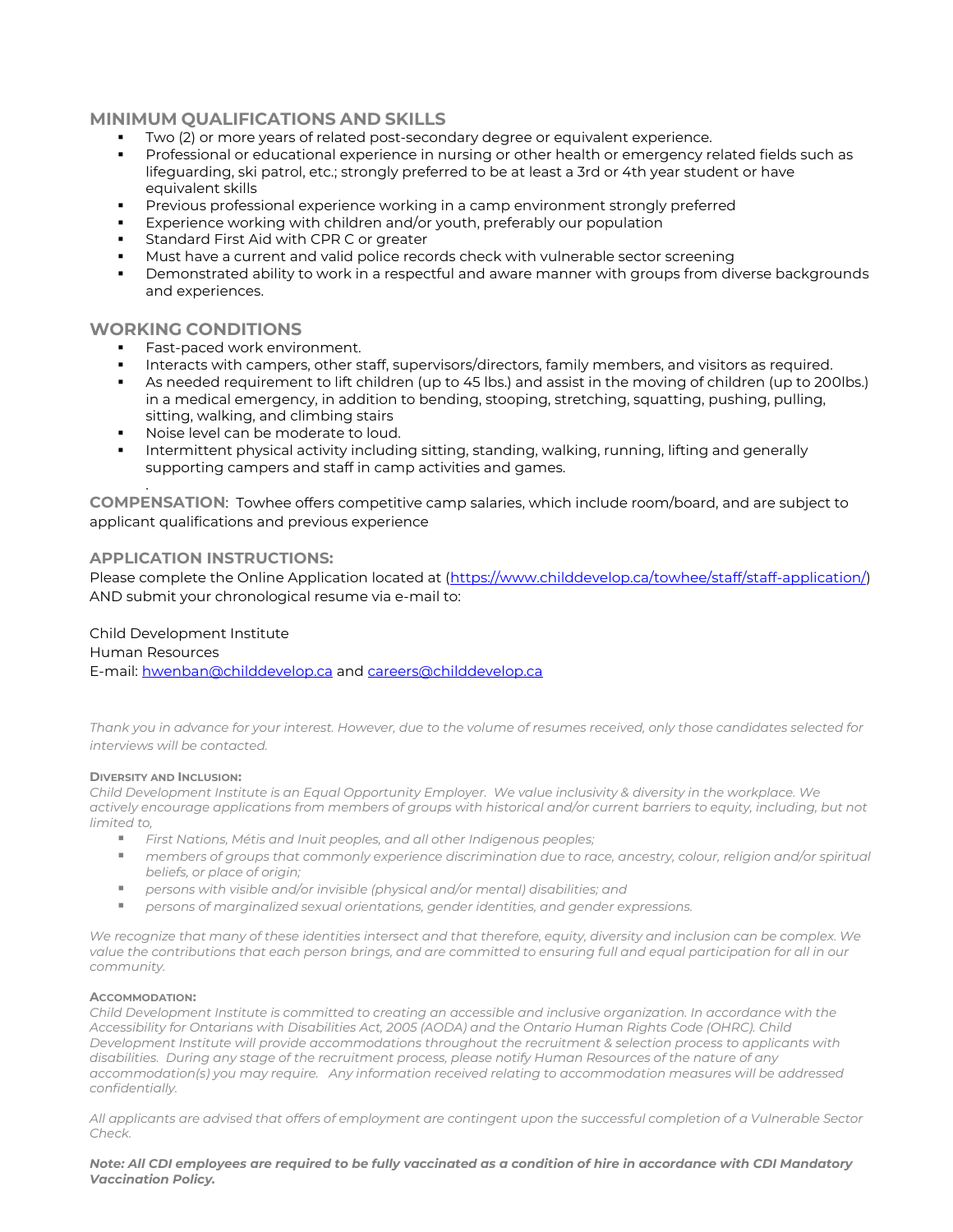## MINIMUM QUALIFICATIONS AND SKILLS

- Two (2) or more years of related post-secondary degree or equivalent experience.
- Professional or educational experience in nursing or other health or emergency related fields such as lifeguarding, ski patrol, etc.; strongly preferred to be at least a 3rd or 4th year student or have equivalent skills
- Previous professional experience working in a camp environment strongly preferred
- Experience working with children and/or youth, preferably our population
- Standard First Aid with CPR C or greater
- Must have a current and valid police records check with vulnerable sector screening
- Demonstrated ability to work in a respectful and aware manner with groups from diverse backgrounds and experiences.

## WORKING CONDITIONS

- Fast-paced work environment.
- Interacts with campers, other staff, supervisors/directors, family members, and visitors as required.
- As needed requirement to lift children (up to 45 lbs.) and assist in the moving of children (up to 200lbs.) in a medical emergency, in addition to bending, stooping, stretching, squatting, pushing, pulling, sitting, walking, and climbing stairs
- Noise level can be moderate to loud.
- Intermittent physical activity including sitting, standing, walking, running, lifting and generally supporting campers and staff in camp activities and games.

**COMPENSATION**: Towhee offers competitive camp salaries, which include room/board, and are subject to applicant qualifications and previous experience

## APPLICATION INSTRUCTIONS:

Please complete the Online Application located at (https://www.childdevelop.ca/towhee/staff/staff-application/) AND submit your chronological resume via e-mail to:

Child Development Institute
Human Resources
E-mail: hwenban@childdevelop.ca and careers@childdevelop.ca

*Thank you in advance for your interest. However, due to the volume of resumes received, only those candidates selected for interviews will be contacted.*

**DIVERSITY AND INCLUSION:**

*Child Development Institute is an Equal Opportunity Employer. We value inclusivity & diversity in the workplace. We actively encourage applications from members of groups with historical and/or current barriers to equity, including, but not limited to,*

- *First Nations, Métis and Inuit peoples, and all other Indigenous peoples;*
- *members of groups that commonly experience discrimination due to race, ancestry, colour, religion and/or spiritual beliefs, or place of origin;*
- *persons with visible and/or invisible (physical and/or mental) disabilities; and*
- *persons of marginalized sexual orientations, gender identities, and gender expressions.*

*We recognize that many of these identities intersect and that therefore, equity, diversity and inclusion can be complex. We value the contributions that each person brings, and are committed to ensuring full and equal participation for all in our community.*

**ACCOMMODATION:**

*Child Development Institute is committed to creating an accessible and inclusive organization. In accordance with the Accessibility for Ontarians with Disabilities Act, 2005 (AODA) and the Ontario Human Rights Code (OHRC). Child Development Institute will provide accommodations throughout the recruitment & selection process to applicants with disabilities. During any stage of the recruitment process, please notify Human Resources of the nature of any accommodation(s) you may require. Any information received relating to accommodation measures will be addressed confidentially.*

*All applicants are advised that offers of employment are contingent upon the successful completion of a Vulnerable Sector Check.*

***Note: All CDI employees are required to be fully vaccinated as a condition of hire in accordance with CDI Mandatory Vaccination Policy.***